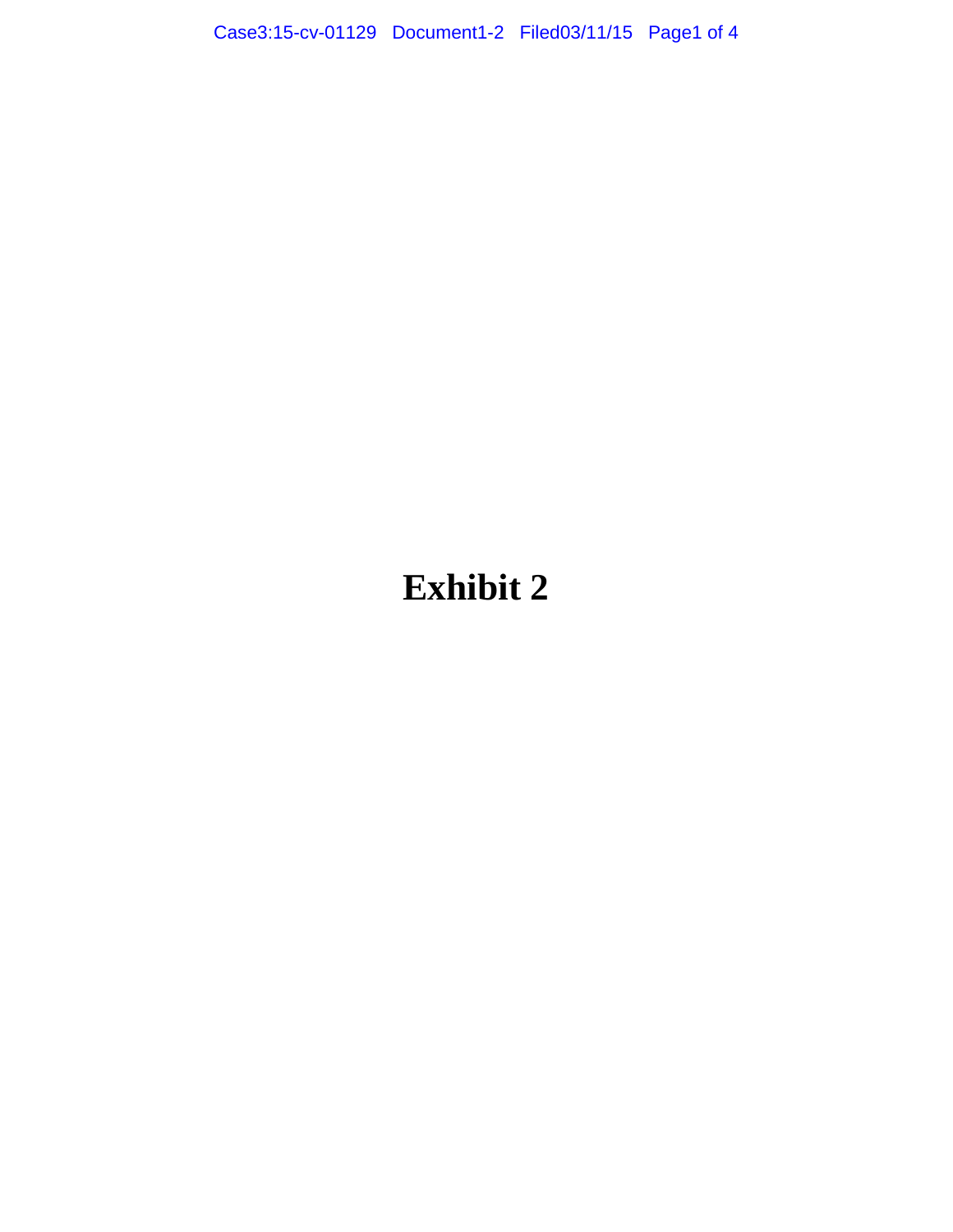# Exhibit 2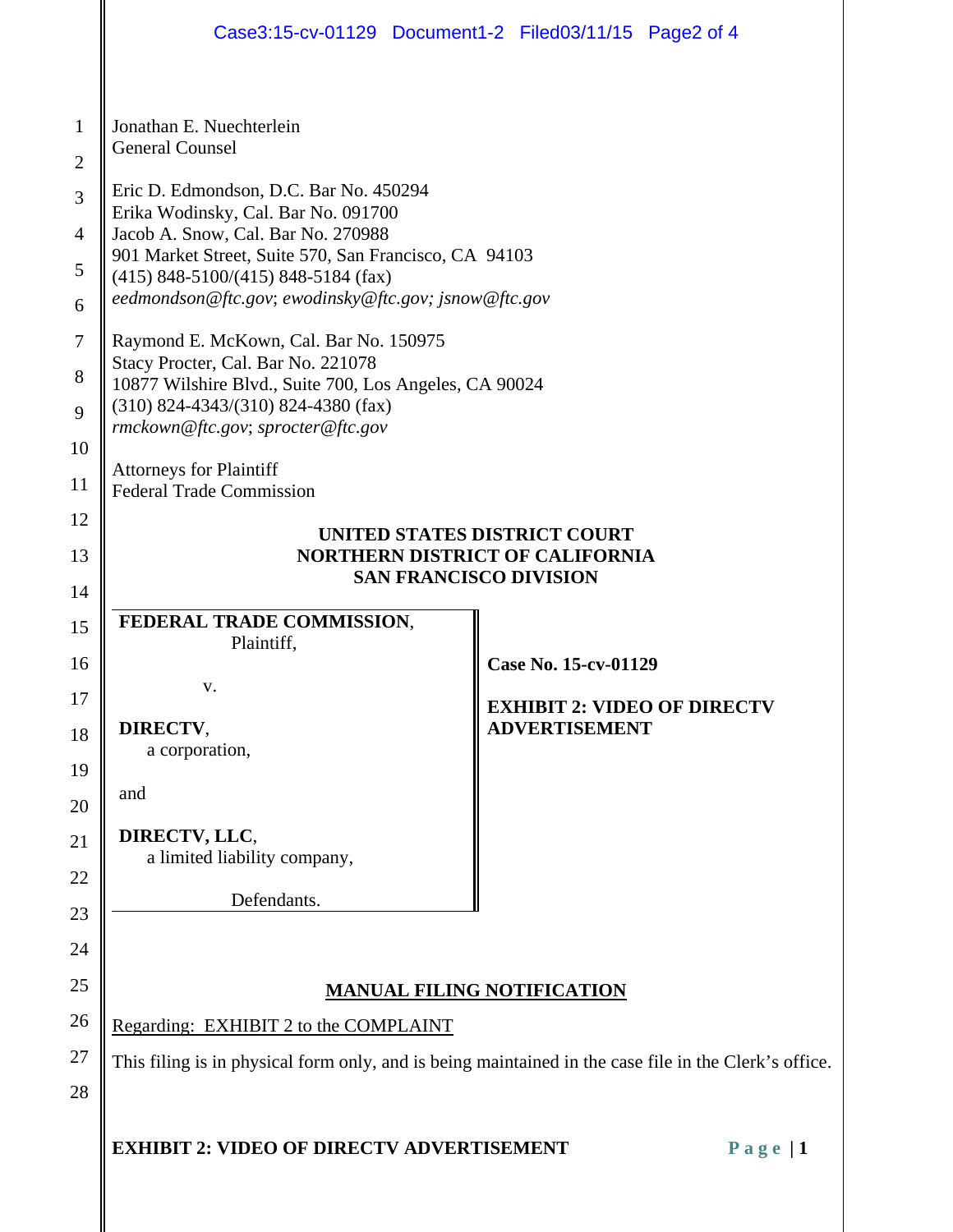Jonathan E. Nuechterlein
General Counsel

Eric D. Edmondson, D.C. Bar No. 450294
Erika Wodinsky, Cal. Bar No. 091700
Jacob A. Snow, Cal. Bar No. 270988
901 Market Street, Suite 570, San Francisco, CA 94103
(415) 848-5100/(415) 848-5184 (fax)
*eedmondson@ftc.gov*; *ewodinsky@ftc.gov; jsnow@ftc.gov*

Raymond E. McKown, Cal. Bar No. 150975
Stacy Procter, Cal. Bar No. 221078
10877 Wilshire Blvd., Suite 700, Los Angeles, CA 90024
(310) 824-4343/(310) 824-4380 (fax)
*rmckown@ftc.gov*; *sprocter@ftc.gov*

Attorneys for Plaintiff
Federal Trade Commission

**UNITED STATES DISTRICT COURT**
**NORTHERN DISTRICT OF CALIFORNIA**
**SAN FRANCISCO DIVISION**

| | |
|---|---|
| **FEDERAL TRADE COMMISSION**, Plaintiff,<br><br>v.<br><br>**DIRECTV**, a corporation,<br><br>and<br><br>**DIRECTV, LLC**, a limited liability company,<br><br>Defendants. | **Case No. 15-cv-01129**<br><br>**EXHIBIT 2: VIDEO OF DIRECTV ADVERTISEMENT** |

**MANUAL FILING NOTIFICATION**

Regarding: EXHIBIT 2 to the COMPLAINT

This filing is in physical form only, and is being maintained in the case file in the Clerk's office.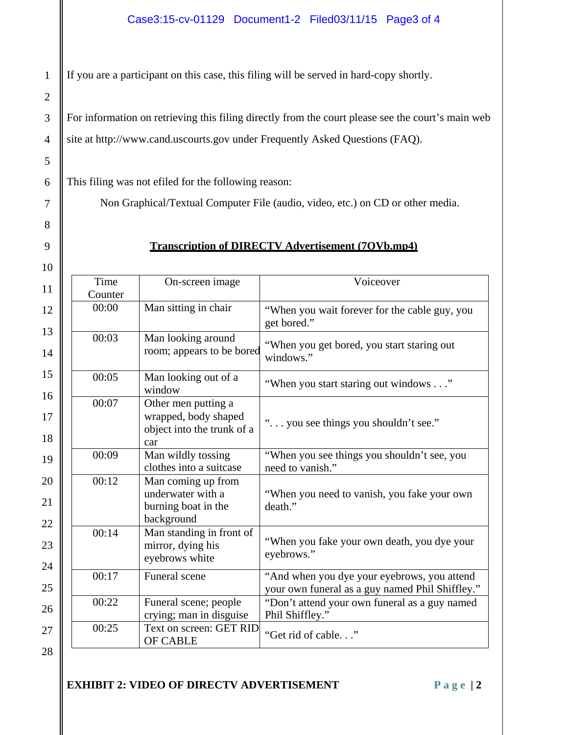If you are a participant on this case, this filing will be served in hard-copy shortly.

For information on retrieving this filing directly from the court please see the court's main web site at http://www.cand.uscourts.gov under Frequently Asked Questions (FAQ).

This filing was not efiled for the following reason:

Non Graphical/Textual Computer File (audio, video, etc.) on CD or other media.

**Transcription of DIRECTV Advertisement (7OVb.mp4)**

| Time Counter | On-screen image | Voiceover |
|---|---|---|
| 00:00 | Man sitting in chair | "When you wait forever for the cable guy, you get bored." |
| 00:03 | Man looking around room; appears to be bored | "When you get bored, you start staring out windows." |
| 00:05 | Man looking out of a window | "When you start staring out windows . . ." |
| 00:07 | Other men putting a wrapped, body shaped object into the trunk of a car | ". . . you see things you shouldn't see." |
| 00:09 | Man wildly tossing clothes into a suitcase | "When you see things you shouldn't see, you need to vanish." |
| 00:12 | Man coming up from underwater with a burning boat in the background | "When you need to vanish, you fake your own death." |
| 00:14 | Man standing in front of mirror, dying his eyebrows white | "When you fake your own death, you dye your eyebrows." |
| 00:17 | Funeral scene | "And when you dye your eyebrows, you attend your own funeral as a guy named Phil Shiffley." |
| 00:22 | Funeral scene; peopie crying; man in disguise | "Don't attend your own funeral as a guy named Phil Shiffley." |
| 00:25 | Text on screen: GET RID OF CABLE | "Get rid of cable. . ." |

**EXHIBIT 2: VIDEO OF DIRECTV ADVERTISEMENT**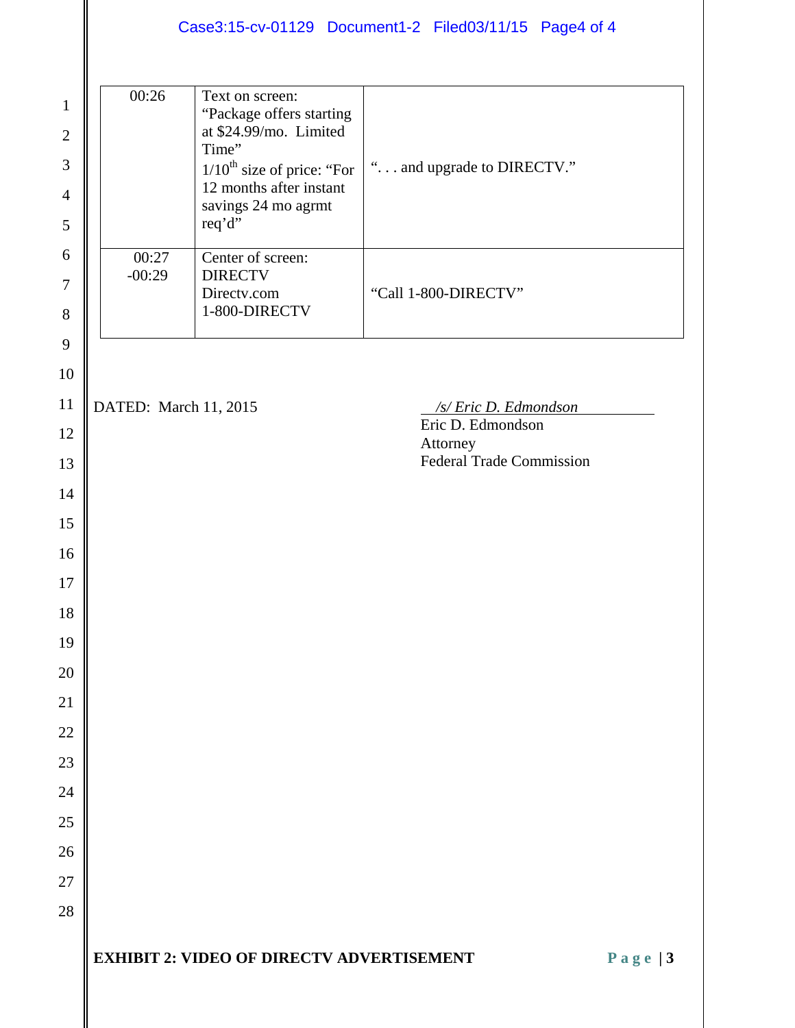| | | |
|---|---|---|
| 00:26 | Text on screen: "Package offers starting at $24.99/mo. Limited Time" 1/10th size of price: "For 12 months after instant savings 24 mo agrmt req'd" | ". . . and upgrade to DIRECTV." |
| 00:27 -00:29 | Center of screen: DIRECTV Directv.com 1-800-DIRECTV | "Call 1-800-DIRECTV" |

DATED: March 11, 2015

*/s/ Eric D. Edmondson*
Eric D. Edmondson
Attorney
Federal Trade Commission

**EXHIBIT 2: VIDEO OF DIRECTV ADVERTISEMENT**